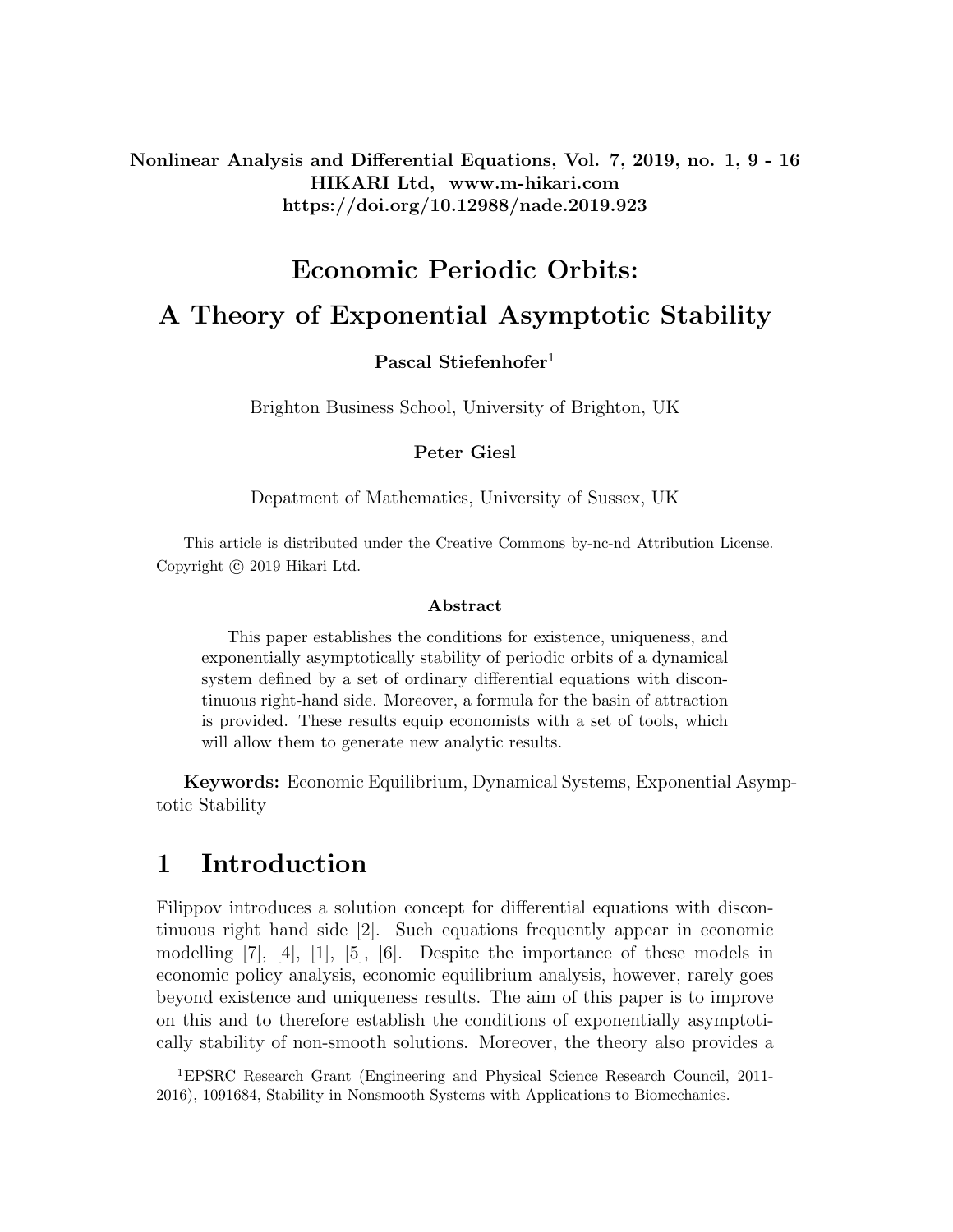# Economic Periodic Orbits: A Theory of Exponential Asymptotic Stability

**Pascal Stiefenhofer**[1]

Brighton Business School, University of Brighton, UK

**Peter Giesl**

Depatment of Mathematics, University of Sussex, UK

This article is distributed under the Creative Commons by-nc-nd Attribution License. Copyright © 2019 Hikari Ltd.

### Abstract

This paper establishes the conditions for existence, uniqueness, and exponentially asymptotically stability of periodic orbits of a dynamical system defined by a set of ordinary differential equations with discontinuous right-hand side. Moreover, a formula for the basin of attraction is provided. These results equip economists with a set of tools, which will allow them to generate new analytic results.

**Keywords:** Economic Equilibrium, Dynamical Systems, Exponential Asymptotic Stability

## 1 Introduction

Filippov introduces a solution concept for differential equations with discontinuous right hand side [2]. Such equations frequently appear in economic modelling [7], [4], [1], [5], [6]. Despite the importance of these models in economic policy analysis, economic equilibrium analysis, however, rarely goes beyond existence and uniqueness results. The aim of this paper is to improve on this and to therefore establish the conditions of exponentially asymptotically stability of non-smooth solutions. Moreover, the theory also provides a

[1] EPSRC Research Grant (Engineering and Physical Science Research Council, 2011-2016), 1091684, Stability in Nonsmooth Systems with Applications to Biomechanics.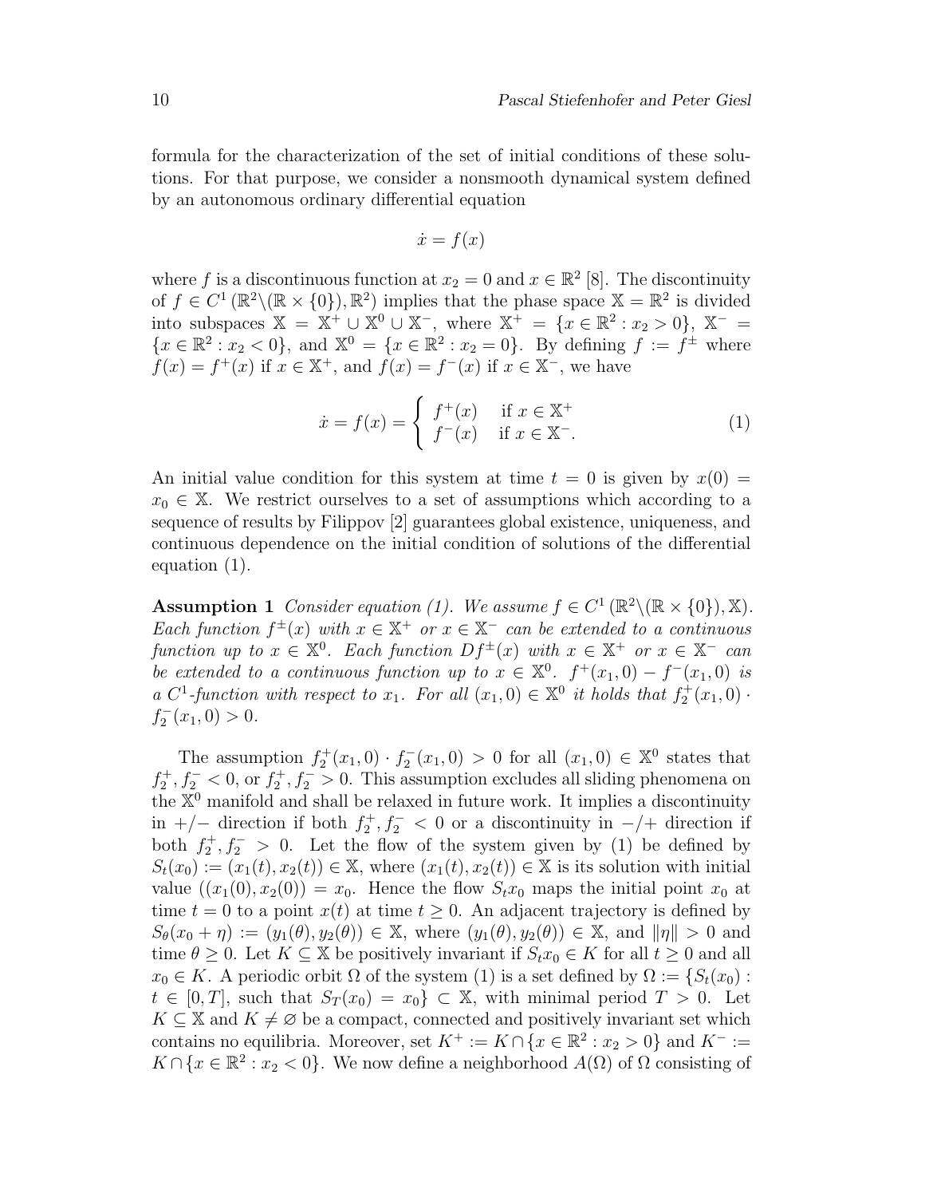formula for the characterization of the set of initial conditions of these solutions. For that purpose, we consider a nonsmooth dynamical system defined by an autonomous ordinary differential equation

$$\dot{x} = f(x)$$

where $f$ is a discontinuous function at $x_2 = 0$ and $x \in \mathbb{R}^2$ [8]. The discontinuity of $f \in C^1(\mathbb{R}^2 \backslash (\mathbb{R} \times \{0\}), \mathbb{R}^2)$ implies that the phase space $\mathbb{X} = \mathbb{R}^2$ is divided into subspaces $\mathbb{X} = \mathbb{X}^+ \cup \mathbb{X}^0 \cup \mathbb{X}^-$, where $\mathbb{X}^+ = \{x \in \mathbb{R}^2 : x_2 > 0\}$, $\mathbb{X}^- = \{x \in \mathbb{R}^2 : x_2 < 0\}$, and $\mathbb{X}^0 = \{x \in \mathbb{R}^2 : x_2 = 0\}$. By defining $f := f^{\pm}$ where $f(x) = f^+(x)$ if $x \in \mathbb{X}^+$, and $f(x) = f^-(x)$ if $x \in \mathbb{X}^-$, we have

$$\dot{x} = f(x) = \begin{cases} f^+(x) & \text{if } x \in \mathbb{X}^+ \\ f^-(x) & \text{if } x \in \mathbb{X}^-. \end{cases} \tag{1}$$

An initial value condition for this system at time $t = 0$ is given by $x(0) = x_0 \in \mathbb{X}$. We restrict ourselves to a set of assumptions which according to a sequence of results by Filippov [2] guarantees global existence, uniqueness, and continuous dependence on the initial condition of solutions of the differential equation (1).

**Assumption 1** *Consider equation (1). We assume $f \in C^1(\mathbb{R}^2 \backslash (\mathbb{R} \times \{0\}), \mathbb{X})$. Each function $f^{\pm}(x)$ with $x \in \mathbb{X}^+$ or $x \in \mathbb{X}^-$ can be extended to a continuous function up to $x \in \mathbb{X}^0$. Each function $Df^{\pm}(x)$ with $x \in \mathbb{X}^+$ or $x \in \mathbb{X}^-$ can be extended to a continuous function up to $x \in \mathbb{X}^0$. $f^+(x_1, 0) - f^-(x_1, 0)$ is a $C^1$-function with respect to $x_1$. For all $(x_1, 0) \in \mathbb{X}^0$ it holds that $f_2^+(x_1, 0) \cdot f_2^-(x_1, 0) > 0$.*

The assumption $f_2^+(x_1, 0) \cdot f_2^-(x_1, 0) > 0$ for all $(x_1, 0) \in \mathbb{X}^0$ states that $f_2^+, f_2^- < 0$, or $f_2^+, f_2^- > 0$. This assumption excludes all sliding phenomena on the $\mathbb{X}^0$ manifold and shall be relaxed in future work. It implies a discontinuity in $+/-$ direction if both $f_2^+, f_2^- < 0$ or a discontinuity in $-/+$ direction if both $f_2^+, f_2^- > 0$. Let the flow of the system given by (1) be defined by $S_t(x_0) := (x_1(t), x_2(t)) \in \mathbb{X}$, where $(x_1(t), x_2(t)) \in \mathbb{X}$ is its solution with initial value $((x_1(0), x_2(0)) = x_0$. Hence the flow $S_t x_0$ maps the initial point $x_0$ at time $t = 0$ to a point $x(t)$ at time $t \geq 0$. An adjacent trajectory is defined by $S_\theta(x_0 + \eta) := (y_1(\theta), y_2(\theta)) \in \mathbb{X}$, where $(y_1(\theta), y_2(\theta)) \in \mathbb{X}$, and $\|\eta\| > 0$ and time $\theta \geq 0$. Let $K \subseteq \mathbb{X}$ be positively invariant if $S_t x_0 \in K$ for all $t \geq 0$ and all $x_0 \in K$. A periodic orbit $\Omega$ of the system (1) is a set defined by $\Omega := \{S_t(x_0) : t \in [0, T]$, such that $S_T(x_0) = x_0\} \subset \mathbb{X}$, with minimal period $T > 0$. Let $K \subseteq \mathbb{X}$ and $K \neq \varnothing$ be a compact, connected and positively invariant set which contains no equilibria. Moreover, set $K^+ := K \cap \{x \in \mathbb{R}^2 : x_2 > 0\}$ and $K^- := K \cap \{x \in \mathbb{R}^2 : x_2 < 0\}$. We now define a neighborhood $A(\Omega)$ of $\Omega$ consisting of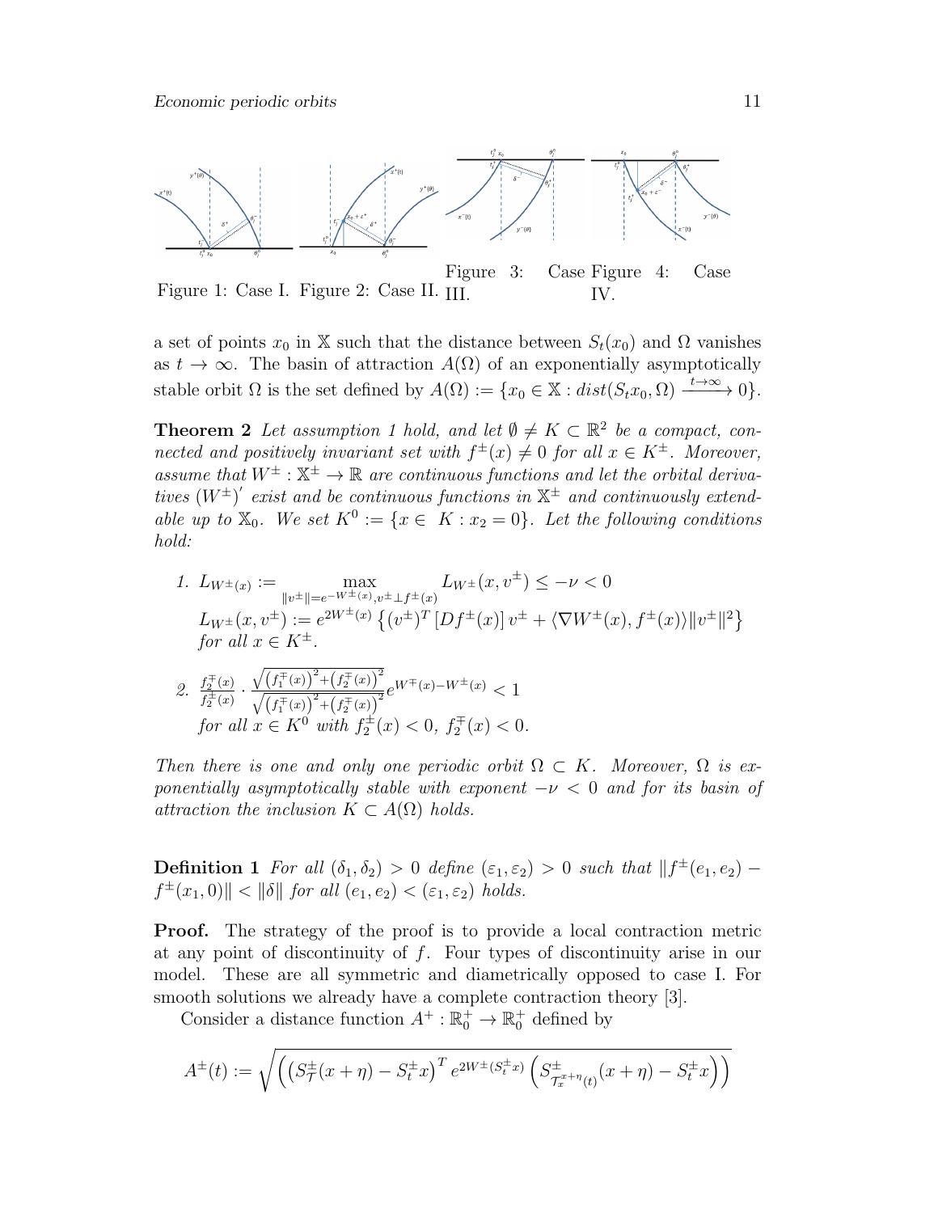Figure 1: Case I. Figure 2: Case II. Figure 3: Case III. Figure 4: Case IV.

a set of points $x_0$ in $\mathbb{X}$ such that the distance between $S_t(x_0)$ and $\Omega$ vanishes as $t \to \infty$. The basin of attraction $A(\Omega)$ of an exponentially asymptotically stable orbit $\Omega$ is the set defined by $A(\Omega) := \{x_0 \in \mathbb{X} : dist(S_t x_0, \Omega) \xrightarrow{t\to\infty} 0\}$.

**Theorem 2** *Let assumption 1 hold, and let $\emptyset \neq K \subset \mathbb{R}^2$ be a compact, connected and positively invariant set with $f^{\pm}(x) \neq 0$ for all $x \in K^{\pm}$. Moreover, assume that $W^{\pm} : \mathbb{X}^{\pm} \to \mathbb{R}$ are continuous functions and let the orbital derivatives $(W^{\pm})'$ exist and be continuous functions in $\mathbb{X}^{\pm}$ and continuously extendable up to $\mathbb{X}_0$. We set $K^0 := \{x \in K : x_2 = 0\}$. Let the following conditions hold:*

1. $L_{W^{\pm}(x)} := \max_{\|v^{\pm}\| = e^{-W^{\pm}(x)}, v^{\pm} \perp f^{\pm}(x)} L_{W^{\pm}}(x, v^{\pm}) \leq -\nu < 0$
   $L_{W^{\pm}}(x, v^{\pm}) := e^{2W^{\pm}(x)} \left\{ (v^{\pm})^T \left[ Df^{\pm}(x) \right] v^{\pm} + \langle \nabla W^{\pm}(x), f^{\pm}(x) \rangle \|v^{\pm}\|^2 \right\}$
   *for all $x \in K^{\pm}$.*

2. $\frac{f_2^{\mp}(x)}{f_2^{\pm}(x)} \cdot \frac{\sqrt{\left(f_1^{\mp}(x)\right)^2 + \left(f_2^{\mp}(x)\right)^2}}{\sqrt{\left(f_1^{\mp}(x)\right)^2 + \left(f_2^{\mp}(x)\right)^2}} e^{W^{\mp}(x) - W^{\pm}(x)} < 1$
   *for all $x \in K^0$ with $f_2^{\pm}(x) < 0$, $f_2^{\mp}(x) < 0$.*

*Then there is one and only one periodic orbit $\Omega \subset K$. Moreover, $\Omega$ is exponentially asymptotically stable with exponent $-\nu < 0$ and for its basin of attraction the inclusion $K \subset A(\Omega)$ holds.*

**Definition 1** *For all $(\delta_1, \delta_2) > 0$ define $(\varepsilon_1, \varepsilon_2) > 0$ such that $\|f^{\pm}(e_1, e_2) - f^{\pm}(x_1, 0)\| < \|\delta\|$ for all $(e_1, e_2) < (\varepsilon_1, \varepsilon_2)$ holds.*

**Proof.** The strategy of the proof is to provide a local contraction metric at any point of discontinuity of $f$. Four types of discontinuity arise in our model. These are all symmetric and diametrically opposed to case I. For smooth solutions we already have a complete contraction theory [3].

Consider a distance function $A^+ : \mathbb{R}_0^+ \to \mathbb{R}_0^+$ defined by

$$A^{\pm}(t) := \sqrt{\left( \left(S^{\pm}_{\mathcal{T}}(x+\eta) - S^{\pm}_t x\right)^T e^{2W^{\pm}(S^{\pm}_t x)} \left( S^{\pm}_{\mathcal{T}^{x+\eta}_x(t)}(x+\eta) - S^{\pm}_t x \right) \right)}$$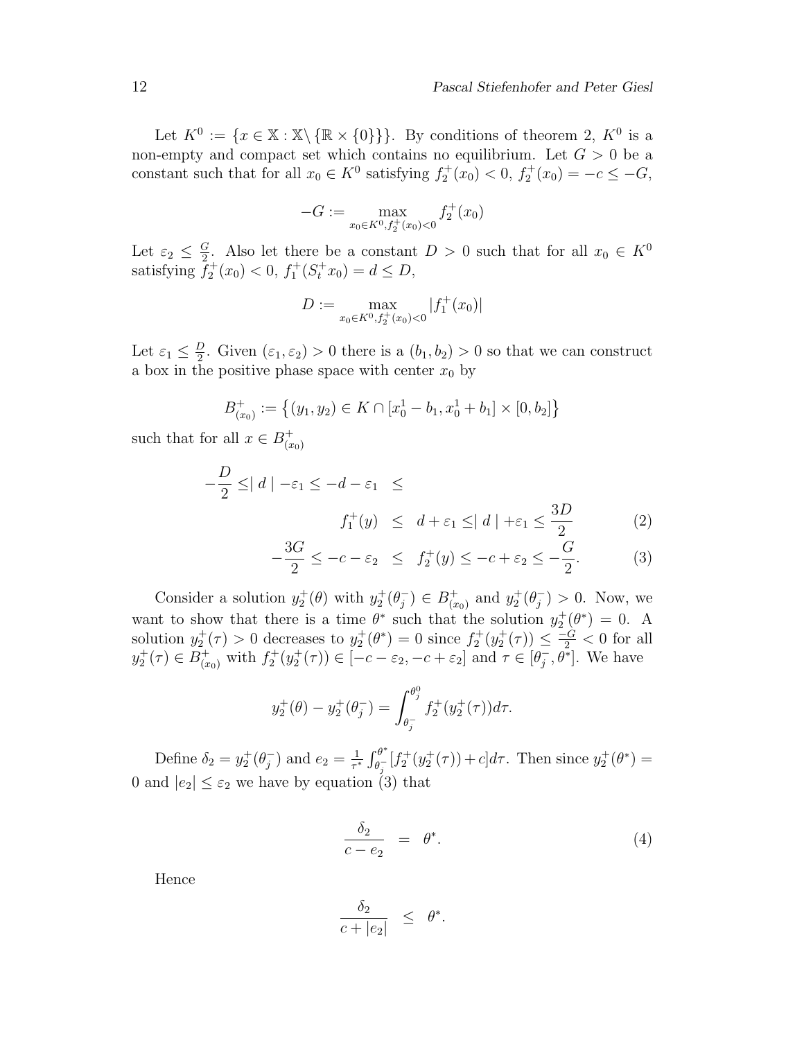Let $K^0 := \{x \in \mathbb{X} : \mathbb{X} \setminus \{\mathbb{R} \times \{0\}\}\}$. By conditions of theorem 2, $K^0$ is a non-empty and compact set which contains no equilibrium. Let $G > 0$ be a constant such that for all $x_0 \in K^0$ satisfying $f_2^+(x_0) < 0$, $f_2^+(x_0) = -c \leq -G$,

$$-G := \max_{x_0 \in K^0, f_2^+(x_0) < 0} f_2^+(x_0)$$

Let $\varepsilon_2 \leq \frac{G}{2}$. Also let there be a constant $D > 0$ such that for all $x_0 \in K^0$ satisfying $f_2^+(x_0) < 0$, $f_1^+(S_t^+ x_0) = d \leq D$,

$$D := \max_{x_0 \in K^0, f_2^+(x_0) < 0} |f_1^+(x_0)|$$

Let $\varepsilon_1 \leq \frac{D}{2}$. Given $(\varepsilon_1, \varepsilon_2) > 0$ there is a $(b_1, b_2) > 0$ so that we can construct a box in the positive phase space with center $x_0$ by

$$B_{(x_0)}^+ := \left\{(y_1, y_2) \in K \cap [x_0^1 - b_1, x_0^1 + b_1] \times [0, b_2]\right\}$$

such that for all $x \in B_{(x_0)}^+$

$$\begin{aligned} -\frac{D}{2} \leq | \, d \, | -\varepsilon_1 \leq -d - \varepsilon_1 \; &\leq \\ f_1^+(y) \; &\leq \; d + \varepsilon_1 \leq | \, d \, | + \varepsilon_1 \leq \frac{3D}{2} \qquad (2) \\ -\frac{3G}{2} \leq -c - \varepsilon_2 \; &\leq \; f_2^+(y) \leq -c + \varepsilon_2 \leq -\frac{G}{2}. \qquad (3) \end{aligned}$$

Consider a solution $y_2^+(\theta)$ with $y_2^+(\theta_j^-) \in B_{(x_0)}^+$ and $y_2^+(\theta_j^-) > 0$. Now, we want to show that there is a time $\theta^*$ such that the solution $y_2^+(\theta^*) = 0$. A solution $y_2^+(\tau) > 0$ decreases to $y_2^+(\theta^*) = 0$ since $f_2^+(y_2^+(\tau)) \leq \frac{-G}{2} < 0$ for all $y_2^+(\tau) \in B_{(x_0)}^+$ with $f_2^+(y_2^+(\tau)) \in [-c - \varepsilon_2, -c + \varepsilon_2]$ and $\tau \in [\theta_j^-, \theta^*]$. We have

$$y_2^+(\theta) - y_2^+(\theta_j^-) = \int_{\theta_j^-}^{\theta_j^0} f_2^+(y_2^+(\tau)) d\tau.$$

Define $\delta_2 = y_2^+(\theta_j^-)$ and $e_2 = \frac{1}{\tau^*} \int_{\theta_j^-}^{\theta^*} [f_2^+(y_2^+(\tau)) + c] d\tau$. Then since $y_2^+(\theta^*) = 0$ and $|e_2| \leq \varepsilon_2$ we have by equation (3) that

$$\frac{\delta_2}{c - e_2} \;\; = \;\; \theta^*. \qquad (4)$$

Hence

$$\frac{\delta_2}{c + |e_2|} \;\; \leq \;\; \theta^*.$$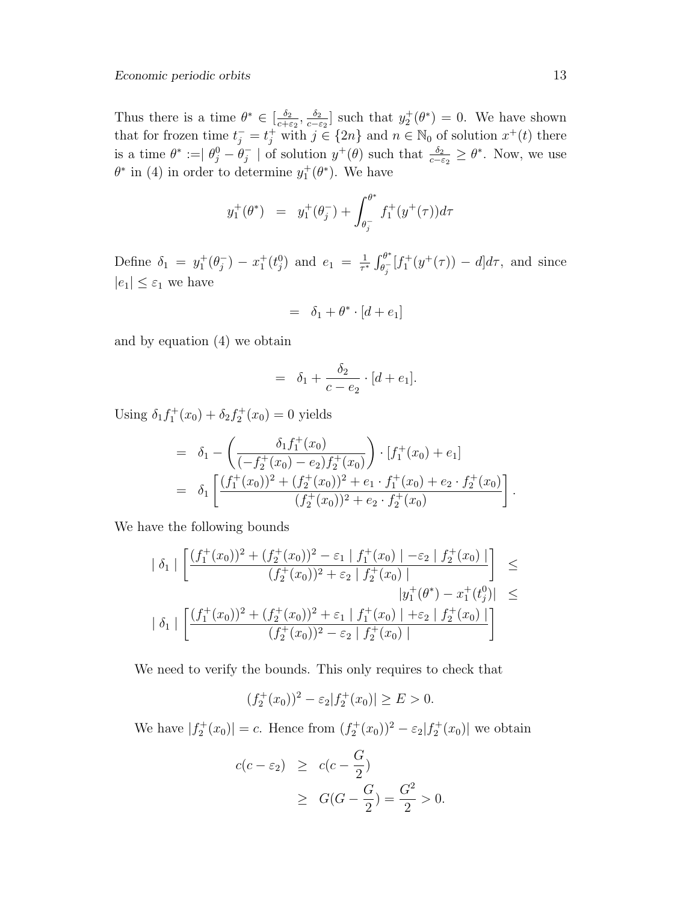Thus there is a time $\theta^* \in [\frac{\delta_2}{c+\varepsilon_2}, \frac{\delta_2}{c-\varepsilon_2}]$ such that $y_2^+(\theta^*) = 0$. We have shown that for frozen time $t_j^- = t_j^+$ with $j \in \{2n\}$ and $n \in \mathbb{N}_0$ of solution $x^+(t)$ there is a time $\theta^* := \mid \theta_j^0 - \theta_j^- \mid$ of solution $y^+(\theta)$ such that $\frac{\delta_2}{c-\varepsilon_2} \geq \theta^*$. Now, we use $\theta^*$ in (4) in order to determine $y_1^+(\theta^*)$. We have

$$
y_1^+(\theta^*) \;\; = \;\; y_1^+(\theta_j^-) + \int_{\theta_j^-}^{\theta^*} f_1^+(y^+(\tau)) d\tau
$$

Define $\delta_1 = y_1^+(\theta_j^-) - x_1^+(t_j^0)$ and $e_1 = \frac{1}{\tau^*} \int_{\theta_j^-}^{\theta^*} [f_1^+(y^+(\tau)) - d] d\tau$, and since $|e_1| \leq \varepsilon_1$ we have

$$
= \;\; \delta_1 + \theta^* \cdot [d + e_1]
$$

and by equation (4) we obtain

$$
= \;\; \delta_1 + \frac{\delta_2}{c - e_2} \cdot [d + e_1].
$$

Using $\delta_1 f_1^+(x_0) + \delta_2 f_2^+(x_0) = 0$ yields

$$
\begin{aligned}
&= \;\; \delta_1 - \left( \frac{\delta_1 f_1^+(x_0)}{(-f_2^+(x_0) - e_2) f_2^+(x_0)} \right) \cdot [f_1^+(x_0) + e_1] \\
&= \;\; \delta_1 \left[ \frac{(f_1^+(x_0))^2 + (f_2^+(x_0))^2 + e_1 \cdot f_1^+(x_0) + e_2 \cdot f_2^+(x_0)}{(f_2^+(x_0))^2 + e_2 \cdot f_2^+(x_0)} \right].
\end{aligned}
$$

We have the following bounds

$$
\begin{aligned}
\mid \delta_1 \mid \left[ \frac{(f_1^+(x_0))^2 + (f_2^+(x_0))^2 - \varepsilon_1 \mid f_1^+(x_0) \mid - \varepsilon_2 \mid f_2^+(x_0) \mid}{(f_2^+(x_0))^2 + \varepsilon_2 \mid f_2^+(x_0) \mid} \right] \;\; &\leq \\
|y_1^+(\theta^*) - x_1^+(t_j^0)| \;\; &\leq \\
\mid \delta_1 \mid \left[ \frac{(f_1^+(x_0))^2 + (f_2^+(x_0))^2 + \varepsilon_1 \mid f_1^+(x_0) \mid + \varepsilon_2 \mid f_2^+(x_0) \mid}{(f_2^+(x_0))^2 - \varepsilon_2 \mid f_2^+(x_0) \mid} \right]&
\end{aligned}
$$

We need to verify the bounds. This only requires to check that

$$
(f_2^+(x_0))^2 - \varepsilon_2 |f_2^+(x_0)| \geq E > 0.
$$

We have $|f_2^+(x_0)| = c$. Hence from $(f_2^+(x_0))^2 - \varepsilon_2 |f_2^+(x_0)|$ we obtain

$$
\begin{aligned}
c(c - \varepsilon_2) \;\; &\geq \;\; c(c - \frac{G}{2}) \\
&\geq \;\; G(G - \frac{G}{2}) = \frac{G^2}{2} > 0.
\end{aligned}
$$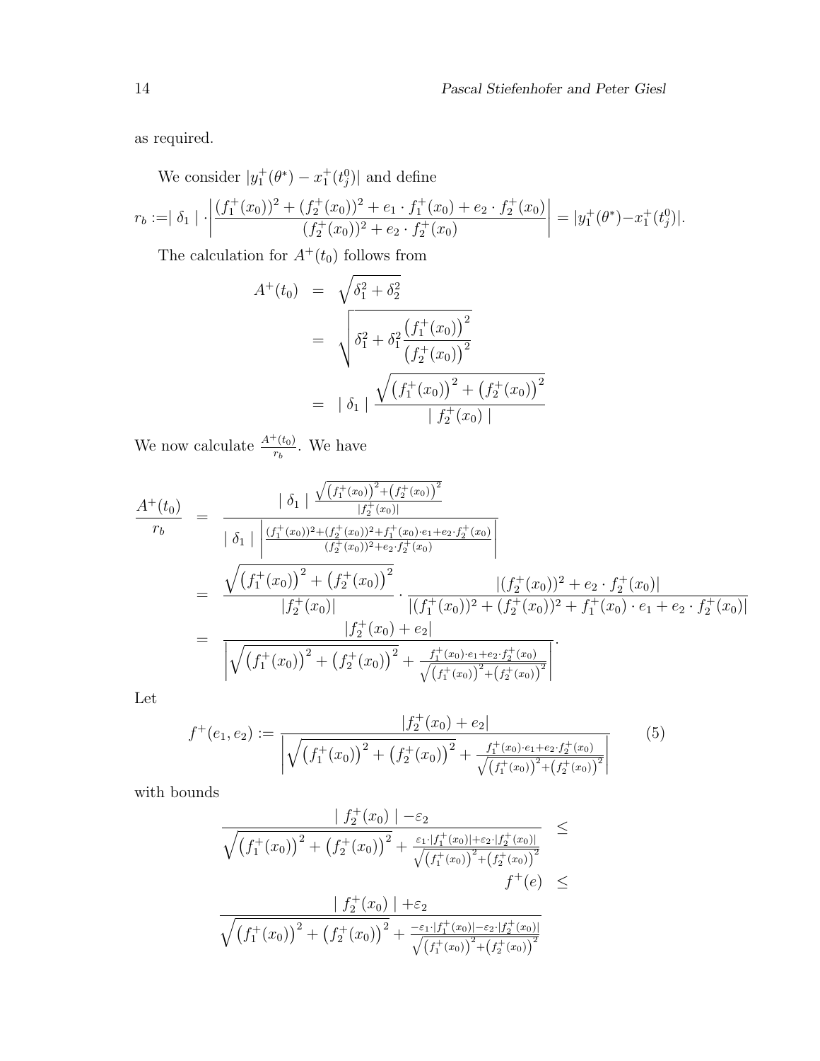as required.

We consider $|y_1^+(\theta^*) - x_1^+(t_j^0)|$ and define

$$r_b := | \delta_1 | \cdot \left| \frac{(f_1^+(x_0))^2 + (f_2^+(x_0))^2 + e_1 \cdot f_1^+(x_0) + e_2 \cdot f_2^+(x_0)}{(f_2^+(x_0))^2 + e_2 \cdot f_2^+(x_0)} \right| = |y_1^+(\theta^*) - x_1^+(t_j^0)|.$$

The calculation for $A^+(t_0)$ follows from

$$\begin{aligned}
A^+(t_0) &= \sqrt{\delta_1^2 + \delta_2^2} \\
&= \sqrt{\delta_1^2 + \delta_1^2 \frac{\left(f_1^+(x_0)\right)^2}{\left(f_2^+(x_0)\right)^2}} \\
&= | \delta_1 | \frac{\sqrt{\left(f_1^+(x_0)\right)^2 + \left(f_2^+(x_0)\right)^2}}{| f_2^+(x_0) |}
\end{aligned}$$

We now calculate $\frac{A^+(t_0)}{r_b}$. We have

$$\begin{aligned}
\frac{A^+(t_0)}{r_b} &= \frac{| \delta_1 | \frac{\sqrt{\left(f_1^+(x_0)\right)^2 + \left(f_2^+(x_0)\right)^2}}{|f_2^+(x_0)|}}{| \delta_1 | \left| \frac{(f_1^+(x_0))^2 + (f_2^+(x_0))^2 + f_1^+(x_0) \cdot e_1 + e_2 \cdot f_2^+(x_0)}{(f_2^+(x_0))^2 + e_2 \cdot f_2^+(x_0)} \right|} \\
&= \frac{\sqrt{\left(f_1^+(x_0)\right)^2 + \left(f_2^+(x_0)\right)^2}}{|f_2^+(x_0)|} \cdot \frac{|(f_2^+(x_0))^2 + e_2 \cdot f_2^+(x_0)|}{|(f_1^+(x_0))^2 + (f_2^+(x_0))^2 + f_1^+(x_0) \cdot e_1 + e_2 \cdot f_2^+(x_0)|} \\
&= \frac{|f_2^+(x_0) + e_2|}{\left| \sqrt{\left(f_1^+(x_0)\right)^2 + \left(f_2^+(x_0)\right)^2} + \frac{f_1^+(x_0) \cdot e_1 + e_2 \cdot f_2^+(x_0)}{\sqrt{\left(f_1^+(x_0)\right)^2 + \left(f_2^+(x_0)\right)^2}} \right|}.
\end{aligned}$$

Let

$$f^+(e_1, e_2) := \frac{|f_2^+(x_0) + e_2|}{\left| \sqrt{\left(f_1^+(x_0)\right)^2 + \left(f_2^+(x_0)\right)^2} + \frac{f_1^+(x_0) \cdot e_1 + e_2 \cdot f_2^+(x_0)}{\sqrt{\left(f_1^+(x_0)\right)^2 + \left(f_2^+(x_0)\right)^2}} \right|} \qquad (5)$$

with bounds

$$\begin{aligned}
\frac{| f_2^+(x_0) | - \varepsilon_2}{\sqrt{\left(f_1^+(x_0)\right)^2 + \left(f_2^+(x_0)\right)^2} + \frac{\varepsilon_1 \cdot |f_1^+(x_0)| + \varepsilon_2 \cdot |f_2^+(x_0)|}{\sqrt{\left(f_1^+(x_0)\right)^2 + \left(f_2^+(x_0)\right)^2}}} &\leq \\
f^+(e) &\leq \\
\frac{| f_2^+(x_0) | + \varepsilon_2}{\sqrt{\left(f_1^+(x_0)\right)^2 + \left(f_2^+(x_0)\right)^2} + \frac{-\varepsilon_1 \cdot |f_1^+(x_0)| - \varepsilon_2 \cdot |f_2^+(x_0)|}{\sqrt{\left(f_1^+(x_0)\right)^2 + \left(f_2^+(x_0)\right)^2}}}
\end{aligned}$$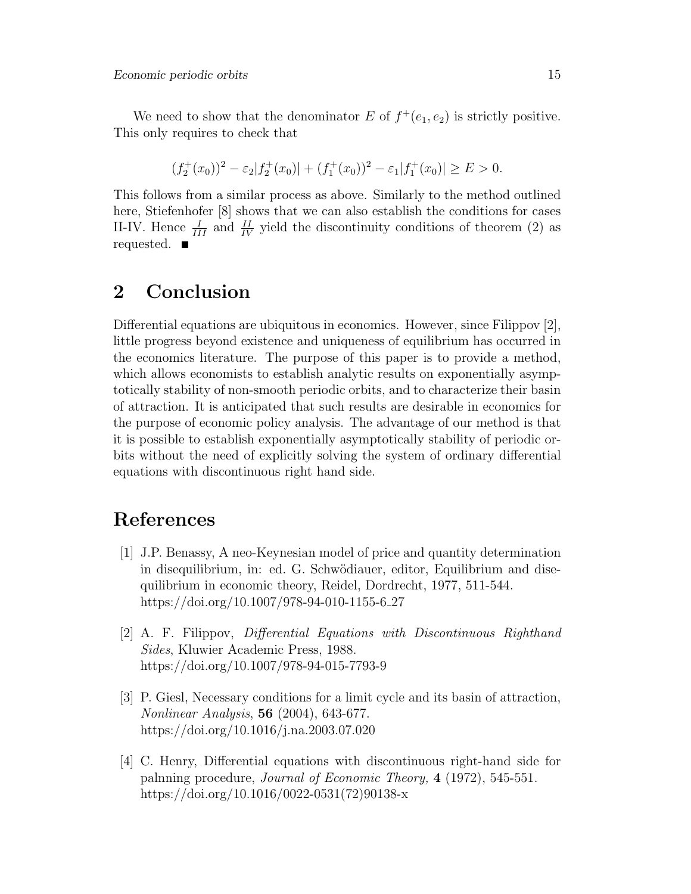We need to show that the denominator $E$ of $f^+(e_1, e_2)$ is strictly positive. This only requires to check that

$$(f_2^+(x_0))^2 - \varepsilon_2 |f_2^+(x_0)| + (f_1^+(x_0))^2 - \varepsilon_1 |f_1^+(x_0)| \geq E > 0.$$

This follows from a similar process as above. Similarly to the method outlined here, Stiefenhofer [8] shows that we can also establish the conditions for cases II-IV. Hence $\frac{I}{III}$ and $\frac{II}{IV}$ yield the discontinuity conditions of theorem (2) as requested. ■

## 2 Conclusion

Differential equations are ubiquitous in economics. However, since Filippov [2], little progress beyond existence and uniqueness of equilibrium has occurred in the economics literature. The purpose of this paper is to provide a method, which allows economists to establish analytic results on exponentially asymptotically stability of non-smooth periodic orbits, and to characterize their basin of attraction. It is anticipated that such results are desirable in economics for the purpose of economic policy analysis. The advantage of our method is that it is possible to establish exponentially asymptotically stability of periodic orbits without the need of explicitly solving the system of ordinary differential equations with discontinuous right hand side.

## References

[1] J.P. Benassy, A neo-Keynesian model of price and quantity determination in disequilibrium, in: ed. G. Schwödiauer, editor, Equilibrium and disequilibrium in economic theory, Reidel, Dordrecht, 1977, 511-544. https://doi.org/10.1007/978-94-010-1155-6_27

[2] A. F. Filippov, *Differential Equations with Discontinuous Righthand Sides*, Kluwier Academic Press, 1988. https://doi.org/10.1007/978-94-015-7793-9

[3] P. Giesl, Necessary conditions for a limit cycle and its basin of attraction, *Nonlinear Analysis*, **56** (2004), 643-677. https://doi.org/10.1016/j.na.2003.07.020

[4] C. Henry, Differential equations with discontinuous right-hand side for palnning procedure, *Journal of Economic Theory,* **4** (1972), 545-551. https://doi.org/10.1016/0022-0531(72)90138-x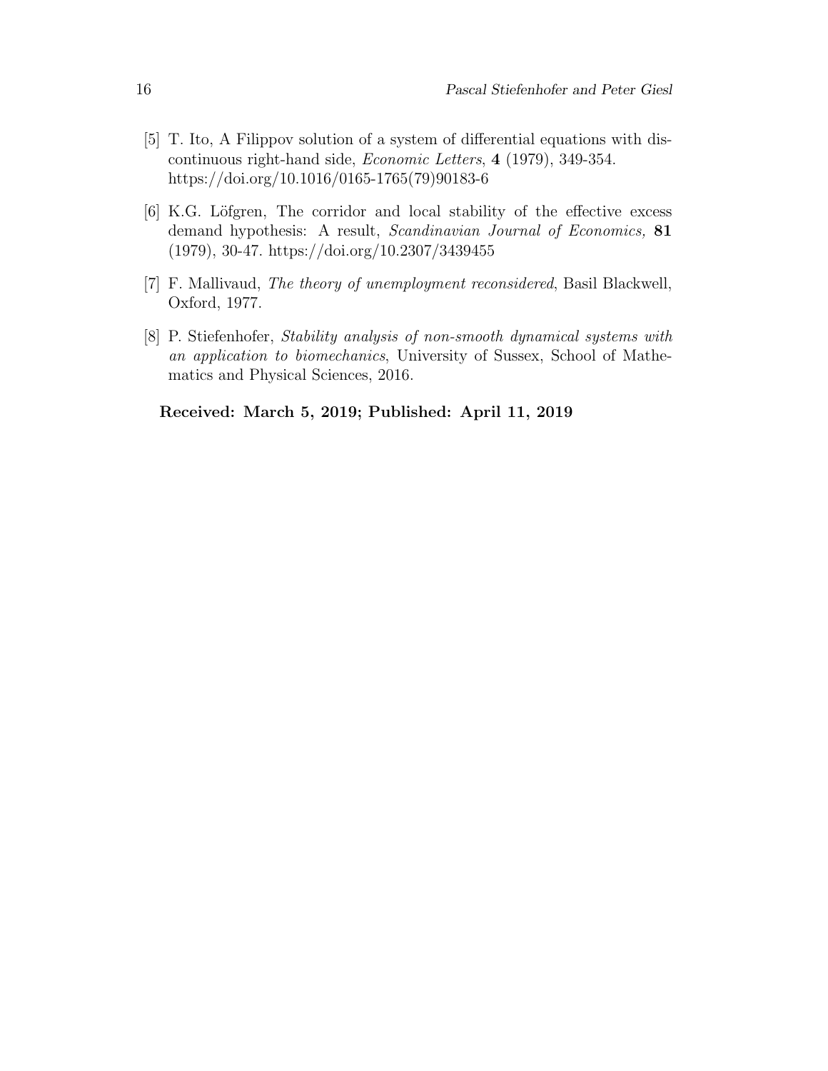[5] T. Ito, A Filippov solution of a system of differential equations with discontinuous right-hand side, *Economic Letters*, **4** (1979), 349-354. https://doi.org/10.1016/0165-1765(79)90183-6

[6] K.G. Löfgren, The corridor and local stability of the effective excess demand hypothesis: A result, *Scandinavian Journal of Economics,* **81** (1979), 30-47. https://doi.org/10.2307/3439455

[7] F. Mallivaud, *The theory of unemployment reconsidered*, Basil Blackwell, Oxford, 1977.

[8] P. Stiefenhofer, *Stability analysis of non-smooth dynamical systems with an application to biomechanics*, University of Sussex, School of Mathematics and Physical Sciences, 2016.

**Received: March 5, 2019; Published: April 11, 2019**